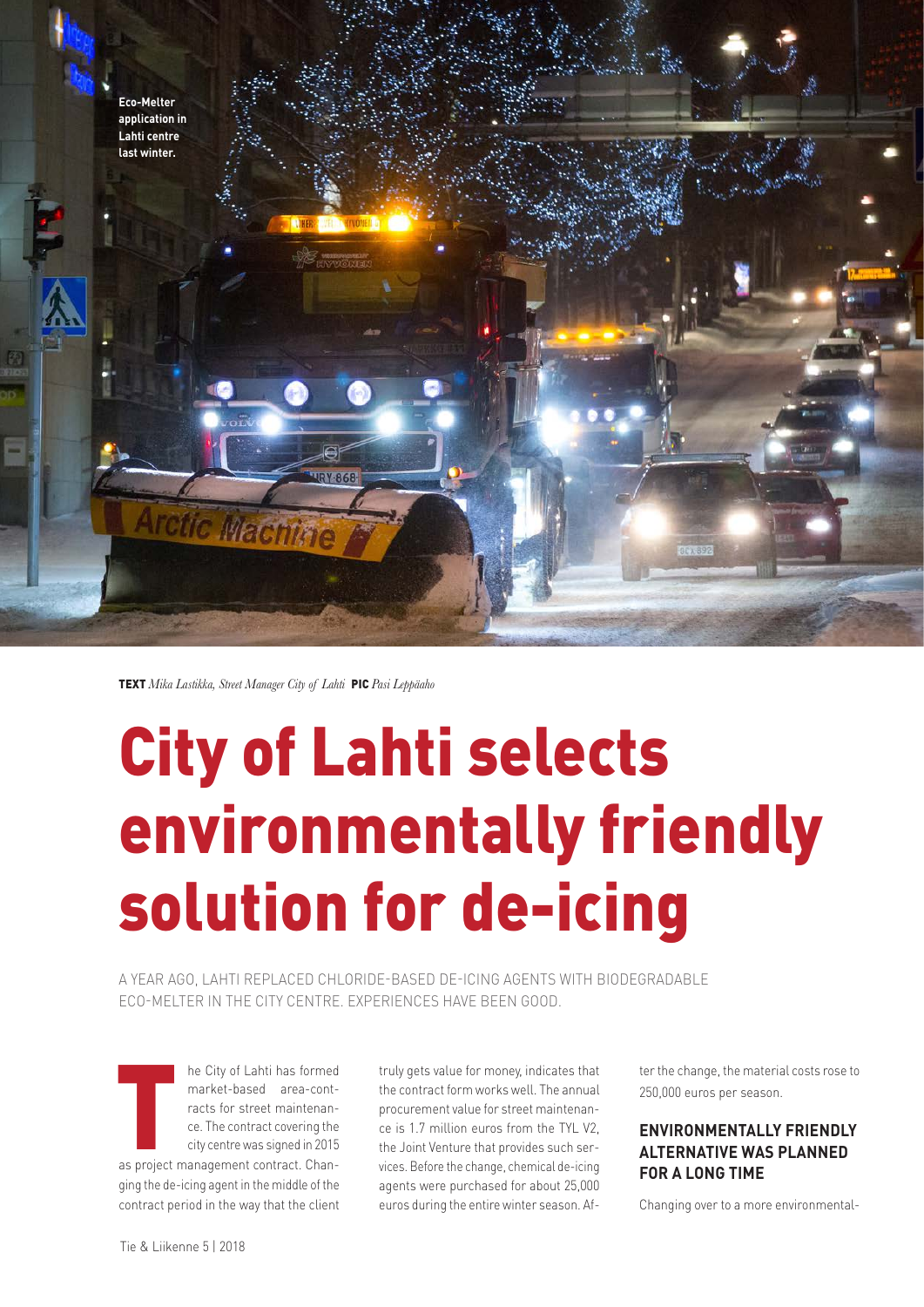Eco-Melter application in Lahti centre last winter.

**TEXT** *Mika Lastikka, Street Manager City of Lahti* **PIC** *Pasi Leppäaho*

# City of Lahti selects environmentally friendly solution for de-icing

A YEAR AGO, LAHTI REPLACED CHLORIDE-BASED DE-ICING AGENTS WITH BIODEGRADABLE ECO-MELTER IN THE CITY CENTRE. EXPERIENCES HAVE BEEN GOOD.

The City of Lahti has formed market-based area-contracts for street maintenance. The contract covering the city centre was signed in 2015 as project management contract. Changing the de-icing agent in the middle of the contract period in the way that the client truly gets value for money, indicates that the contract form works well. The annual procurement value for street maintenance is 1.7 million euros from the TYL V2, the Joint Venture that provides such services. Before the change, chemical de-icing agents were purchased for about 25,000 euros during the entire winter season. After the change, the material costs rose to 250,000 euros per season.

## ENVIRONMENTALLY FRIENDLY ALTERNATIVE WAS PLANNED FOR A LONG TIME

Changing over to a more environmental-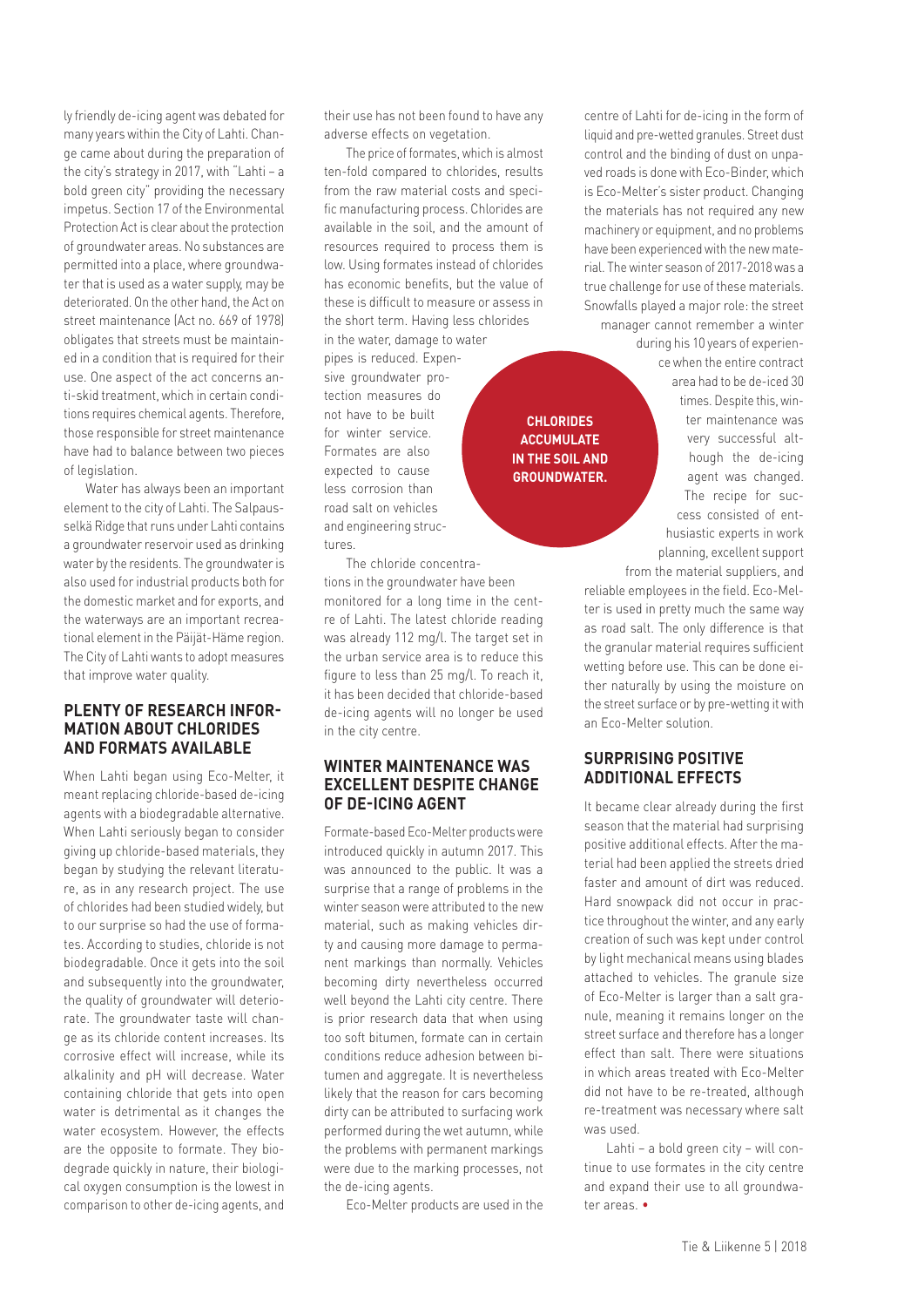ly friendly de-icing agent was debated for many years within the City of Lahti. Change came about during the preparation of the city's strategy in 2017, with "Lahti – a bold green city" providing the necessary impetus. Section 17 of the Environmental Protection Act is clear about the protection of groundwater areas. No substances are permitted into a place, where groundwater that is used as a water supply, may be deteriorated. On the other hand, the Act on street maintenance (Act no. 669 of 1978) obligates that streets must be maintained in a condition that is required for their use. One aspect of the act concerns anti-skid treatment, which in certain conditions requires chemical agents. Therefore, those responsible for street maintenance have had to balance between two pieces of legislation.

Water has always been an important element to the city of Lahti. The Salpausselkä Ridge that runs under Lahti contains a groundwater reservoir used as drinking water by the residents. The groundwater is also used for industrial products both for the domestic market and for exports, and the waterways are an important recreational element in the Päijät-Häme region. The City of Lahti wants to adopt measures that improve water quality.

## PLENTY OF RESEARCH INFORMATION ABOUT CHLORIDES AND FORMATS AVAILABLE

When Lahti began using Eco-Melter, it meant replacing chloride-based de-icing agents with a biodegradable alternative. When Lahti seriously began to consider giving up chloride-based materials, they began by studying the relevant literature, as in any research project. The use of chlorides had been studied widely, but to our surprise so had the use of formates. According to studies, chloride is not biodegradable. Once it gets into the soil and subsequently into the groundwater, the quality of groundwater will deteriorate. The groundwater taste will change as its chloride content increases. Its corrosive effect will increase, while its alkalinity and pH will decrease. Water containing chloride that gets into open water is detrimental as it changes the water ecosystem. However, the effects are the opposite to formate. They biodegrade quickly in nature, their biological oxygen consumption is the lowest in comparison to other de-icing agents, and their use has not been found to have any adverse effects on vegetation.

The price of formates, which is almost ten-fold compared to chlorides, results from the raw material costs and specific manufacturing process. Chlorides are available in the soil, and the amount of resources required to process them is low. Using formates instead of chlorides has economic benefits, but the value of these is difficult to measure or assess in the short term. Having less chlorides in the water, damage to water pipes is reduced. Expensive groundwater protection measures do not have to be built for winter service. Formates are also expected to cause less corrosion than road salt on vehicles and engineering structures.

**CHLORIDES ACCUMULATE IN THE SOIL AND GROUNDWATER.**

The chloride concentrations in the groundwater have been monitored for a long time in the centre of Lahti. The latest chloride reading was already 112 mg/l. The target set in the urban service area is to reduce this figure to less than 25 mg/l. To reach it, it has been decided that chloride-based de-icing agents will no longer be used in the city centre.

## WINTER MAINTENANCE WAS EXCELLENT DESPITE CHANGE OF DE-ICING AGENT

Formate-based Eco-Melter products were introduced quickly in autumn 2017. This was announced to the public. It was a surprise that a range of problems in the winter season were attributed to the new material, such as making vehicles dirty and causing more damage to permanent markings than normally. Vehicles becoming dirty nevertheless occurred well beyond the Lahti city centre. There is prior research data that when using too soft bitumen, formate can in certain conditions reduce adhesion between bitumen and aggregate. It is nevertheless likely that the reason for cars becoming dirty can be attributed to surfacing work performed during the wet autumn, while the problems with permanent markings were due to the marking processes, not the de-icing agents.

Eco-Melter products are used in the centre of Lahti for de-icing in the form of liquid and pre-wetted granules. Street dust control and the binding of dust on unpaved roads is done with Eco-Binder, which is Eco-Melter's sister product. Changing the materials has not required any new machinery or equipment, and no problems have been experienced with the new material. The winter season of 2017-2018 was a true challenge for use of these materials. Snowfalls played a major role: the street manager cannot remember a winter during his 10 years of experience when the entire contract area had to be de-iced 30 times. Despite this, winter maintenance was very successful although the de-icing agent was changed. The recipe for success consisted of enthusiastic experts in work planning, excellent support from the material suppliers, and reliable employees in the field. Eco-Melter is used in pretty much the same way as road salt. The only difference is that the granular material requires sufficient wetting before use. This can be done either naturally by using the moisture on the street surface or by pre-wetting it with an Eco-Melter solution.

## SURPRISING POSITIVE ADDITIONAL EFFECTS

It became clear already during the first season that the material had surprising positive additional effects. After the material had been applied the streets dried faster and amount of dirt was reduced. Hard snowpack did not occur in practice throughout the winter, and any early creation of such was kept under control by light mechanical means using blades attached to vehicles. The granule size of Eco-Melter is larger than a salt granule, meaning it remains longer on the street surface and therefore has a longer effect than salt. There were situations in which areas treated with Eco-Melter did not have to be re-treated, although re-treatment was necessary where salt was used.

Lahti – a bold green city – will continue to use formates in the city centre and expand their use to all groundwater areas. •